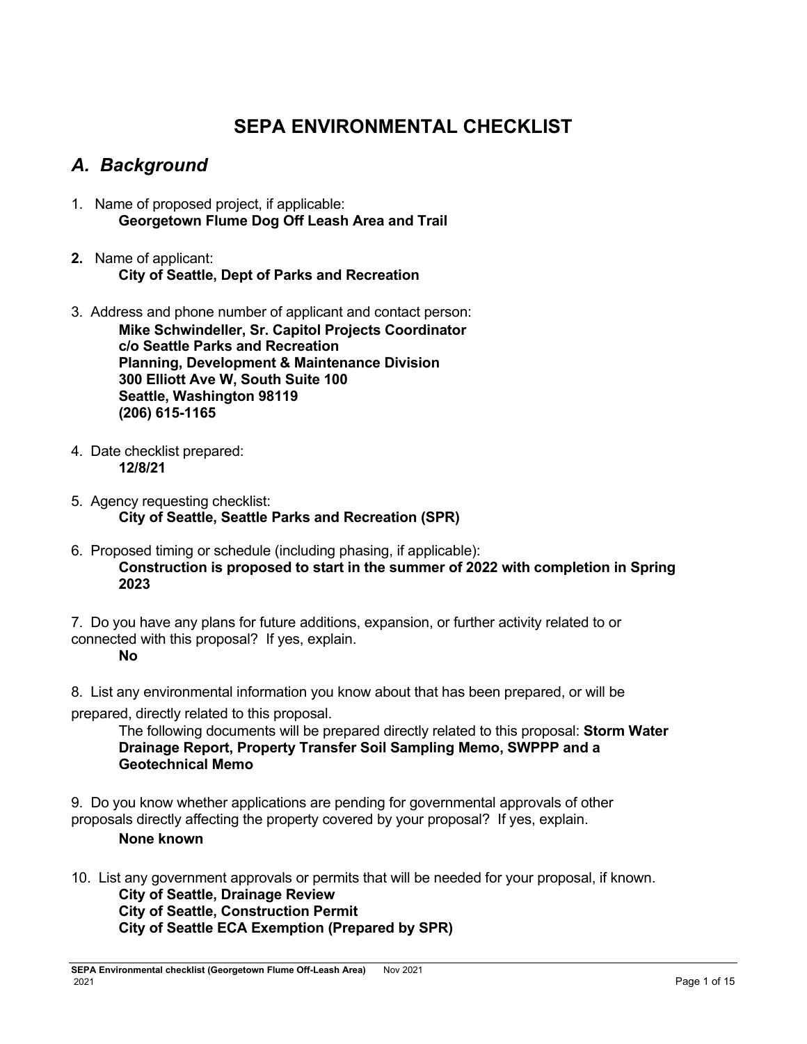# SEPA ENVIRONMENTAL CHECKLIST

## *A. Background*

1. Name of proposed project, if applicable:
   **Georgetown Flume Dog Off Leash Area and Trail**

2. Name of applicant:
   **City of Seattle, Dept of Parks and Recreation**

3. Address and phone number of applicant and contact person:
   **Mike Schwindeller, Sr. Capitol Projects Coordinator**
   **c/o Seattle Parks and Recreation**
   **Planning, Development & Maintenance Division**
   **300 Elliott Ave W, South Suite 100**
   **Seattle, Washington 98119**
   **(206) 615-1165**

4. Date checklist prepared:
   **12/8/21**

5. Agency requesting checklist:
   **City of Seattle, Seattle Parks and Recreation (SPR)**

6. Proposed timing or schedule (including phasing, if applicable):
   **Construction is proposed to start in the summer of 2022 with completion in Spring 2023**

7. Do you have any plans for future additions, expansion, or further activity related to or connected with this proposal? If yes, explain.
   **No**

8. List any environmental information you know about that has been prepared, or will be prepared, directly related to this proposal.
   The following documents will be prepared directly related to this proposal: **Storm Water Drainage Report, Property Transfer Soil Sampling Memo, SWPPP and a Geotechnical Memo**

9. Do you know whether applications are pending for governmental approvals of other proposals directly affecting the property covered by your proposal? If yes, explain.
   **None known**

10. List any government approvals or permits that will be needed for your proposal, if known.
    **City of Seattle, Drainage Review**
    **City of Seattle, Construction Permit**
    **City of Seattle ECA Exemption (Prepared by SPR)**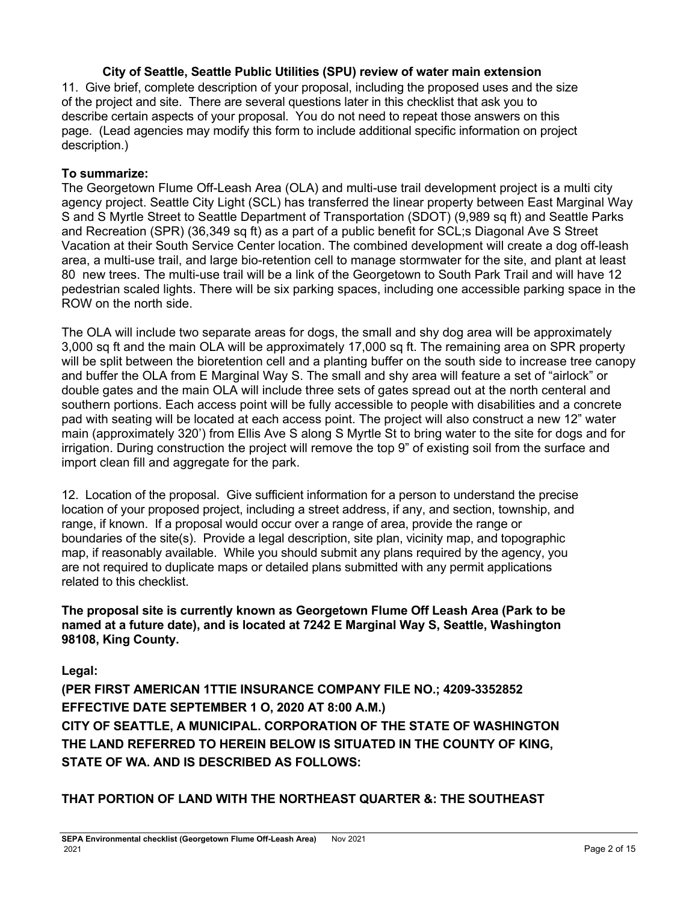### City of Seattle, Seattle Public Utilities (SPU) review of water main extension

11. Give brief, complete description of your proposal, including the proposed uses and the size of the project and site. There are several questions later in this checklist that ask you to describe certain aspects of your proposal. You do not need to repeat those answers on this page. (Lead agencies may modify this form to include additional specific information on project description.)

**To summarize:**

The Georgetown Flume Off-Leash Area (OLA) and multi-use trail development project is a multi city agency project. Seattle City Light (SCL) has transferred the linear property between East Marginal Way S and S Myrtle Street to Seattle Department of Transportation (SDOT) (9,989 sq ft) and Seattle Parks and Recreation (SPR) (36,349 sq ft) as a part of a public benefit for SCL;s Diagonal Ave S Street Vacation at their South Service Center location. The combined development will create a dog off-leash area, a multi-use trail, and large bio-retention cell to manage stormwater for the site, and plant at least 80 new trees. The multi-use trail will be a link of the Georgetown to South Park Trail and will have 12 pedestrian scaled lights. There will be six parking spaces, including one accessible parking space in the ROW on the north side.

The OLA will include two separate areas for dogs, the small and shy dog area will be approximately 3,000 sq ft and the main OLA will be approximately 17,000 sq ft. The remaining area on SPR property will be split between the bioretention cell and a planting buffer on the south side to increase tree canopy and buffer the OLA from E Marginal Way S. The small and shy area will feature a set of "airlock" or double gates and the main OLA will include three sets of gates spread out at the north centeral and southern portions. Each access point will be fully accessible to people with disabilities and a concrete pad with seating will be located at each access point. The project will also construct a new 12" water main (approximately 320') from Ellis Ave S along S Myrtle St to bring water to the site for dogs and for irrigation. During construction the project will remove the top 9" of existing soil from the surface and import clean fill and aggregate for the park.

12. Location of the proposal. Give sufficient information for a person to understand the precise location of your proposed project, including a street address, if any, and section, township, and range, if known. If a proposal would occur over a range of area, provide the range or boundaries of the site(s). Provide a legal description, site plan, vicinity map, and topographic map, if reasonably available. While you should submit any plans required by the agency, you are not required to duplicate maps or detailed plans submitted with any permit applications related to this checklist.

**The proposal site is currently known as Georgetown Flume Off Leash Area (Park to be named at a future date), and is located at 7242 E Marginal Way S, Seattle, Washington 98108, King County.**

**Legal:**

**(PER FIRST AMERICAN 1TTIE INSURANCE COMPANY FILE NO.; 4209-3352852 EFFECTIVE DATE SEPTEMBER 1 O, 2020 AT 8:00 A.M.)**

**CITY OF SEATTLE, A MUNICIPAL. CORPORATION OF THE STATE OF WASHINGTON**

**THE LAND REFERRED TO HEREIN BELOW IS SITUATED IN THE COUNTY OF KING, STATE OF WA. AND IS DESCRIBED AS FOLLOWS:**

**THAT PORTION OF LAND WITH THE NORTHEAST QUARTER &: THE SOUTHEAST**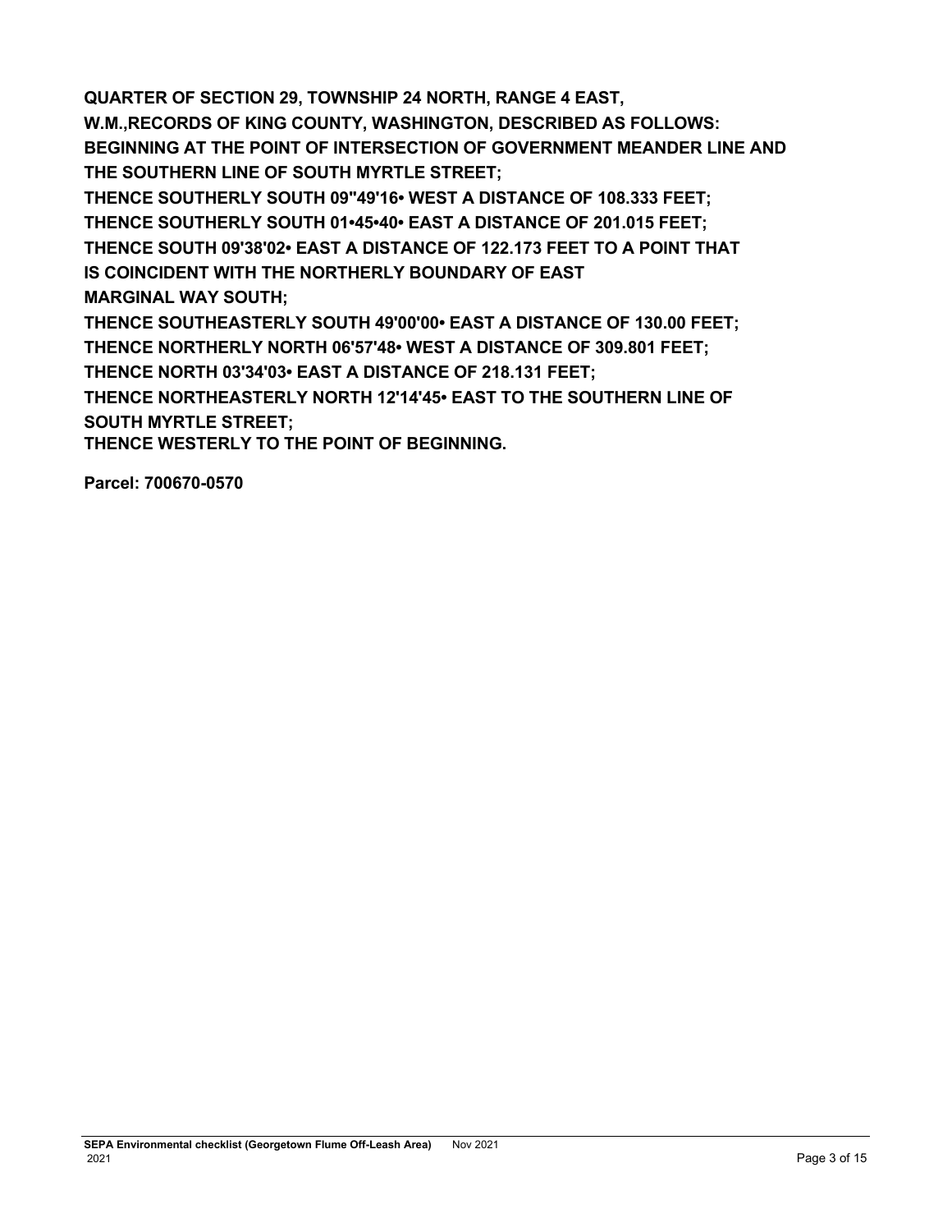**QUARTER OF SECTION 29, TOWNSHIP 24 NORTH, RANGE 4 EAST, W.M.,RECORDS OF KING COUNTY, WASHINGTON, DESCRIBED AS FOLLOWS:**
**BEGINNING AT THE POINT OF INTERSECTION OF GOVERNMENT MEANDER LINE AND THE SOUTHERN LINE OF SOUTH MYRTLE STREET;**
**THENCE SOUTHERLY SOUTH 09"49'16• WEST A DISTANCE OF 108.333 FEET;**
**THENCE SOUTHERLY SOUTH 01•45•40• EAST A DISTANCE OF 201.015 FEET;**
**THENCE SOUTH 09'38'02• EAST A DISTANCE OF 122.173 FEET TO A POINT THAT IS COINCIDENT WITH THE NORTHERLY BOUNDARY OF EAST MARGINAL WAY SOUTH;**
**THENCE SOUTHEASTERLY SOUTH 49'00'00• EAST A DISTANCE OF 130.00 FEET;**
**THENCE NORTHERLY NORTH 06'57'48• WEST A DISTANCE OF 309.801 FEET;**
**THENCE NORTH 03'34'03• EAST A DISTANCE OF 218.131 FEET;**
**THENCE NORTHEASTERLY NORTH 12'14'45• EAST TO THE SOUTHERN LINE OF SOUTH MYRTLE STREET;**
**THENCE WESTERLY TO THE POINT OF BEGINNING.**

**Parcel: 700670-0570**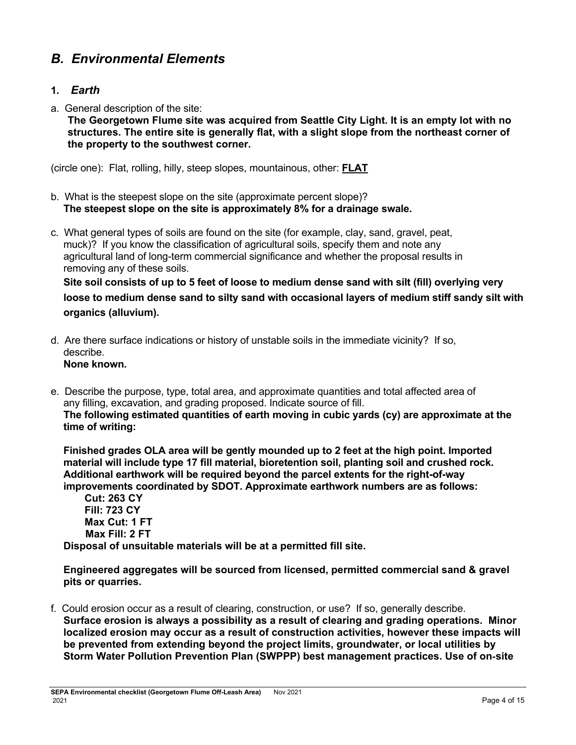## *B. Environmental Elements*

### 1. *Earth*

a. General description of the site:

**The Georgetown Flume site was acquired from Seattle City Light. It is an empty lot with no structures. The entire site is generally flat, with a slight slope from the northeast corner of the property to the southwest corner.**

(circle one): Flat, rolling, hilly, steep slopes, mountainous, other: **FLAT**

b. What is the steepest slope on the site (approximate percent slope)?

**The steepest slope on the site is approximately 8% for a drainage swale.**

c. What general types of soils are found on the site (for example, clay, sand, gravel, peat, muck)? If you know the classification of agricultural soils, specify them and note any agricultural land of long-term commercial significance and whether the proposal results in removing any of these soils.

**Site soil consists of up to 5 feet of loose to medium dense sand with silt (fill) overlying very loose to medium dense sand to silty sand with occasional layers of medium stiff sandy silt with organics (alluvium).**

d. Are there surface indications or history of unstable soils in the immediate vicinity? If so, describe.

**None known.**

e. Describe the purpose, type, total area, and approximate quantities and total affected area of any filling, excavation, and grading proposed. Indicate source of fill.

**The following estimated quantities of earth moving in cubic yards (cy) are approximate at the time of writing:**

**Finished grades OLA area will be gently mounded up to 2 feet at the high point. Imported material will include type 17 fill material, bioretention soil, planting soil and crushed rock. Additional earthwork will be required beyond the parcel extents for the right-of-way improvements coordinated by SDOT. Approximate earthwork numbers are as follows:**

**Cut: 263 CY**
**Fill: 723 CY**
**Max Cut: 1 FT**
**Max Fill: 2 FT**

**Disposal of unsuitable materials will be at a permitted fill site.**

**Engineered aggregates will be sourced from licensed, permitted commercial sand & gravel pits or quarries.**

f. Could erosion occur as a result of clearing, construction, or use? If so, generally describe.

**Surface erosion is always a possibility as a result of clearing and grading operations. Minor localized erosion may occur as a result of construction activities, however these impacts will be prevented from extending beyond the project limits, groundwater, or local utilities by Storm Water Pollution Prevention Plan (SWPPP) best management practices. Use of on-site**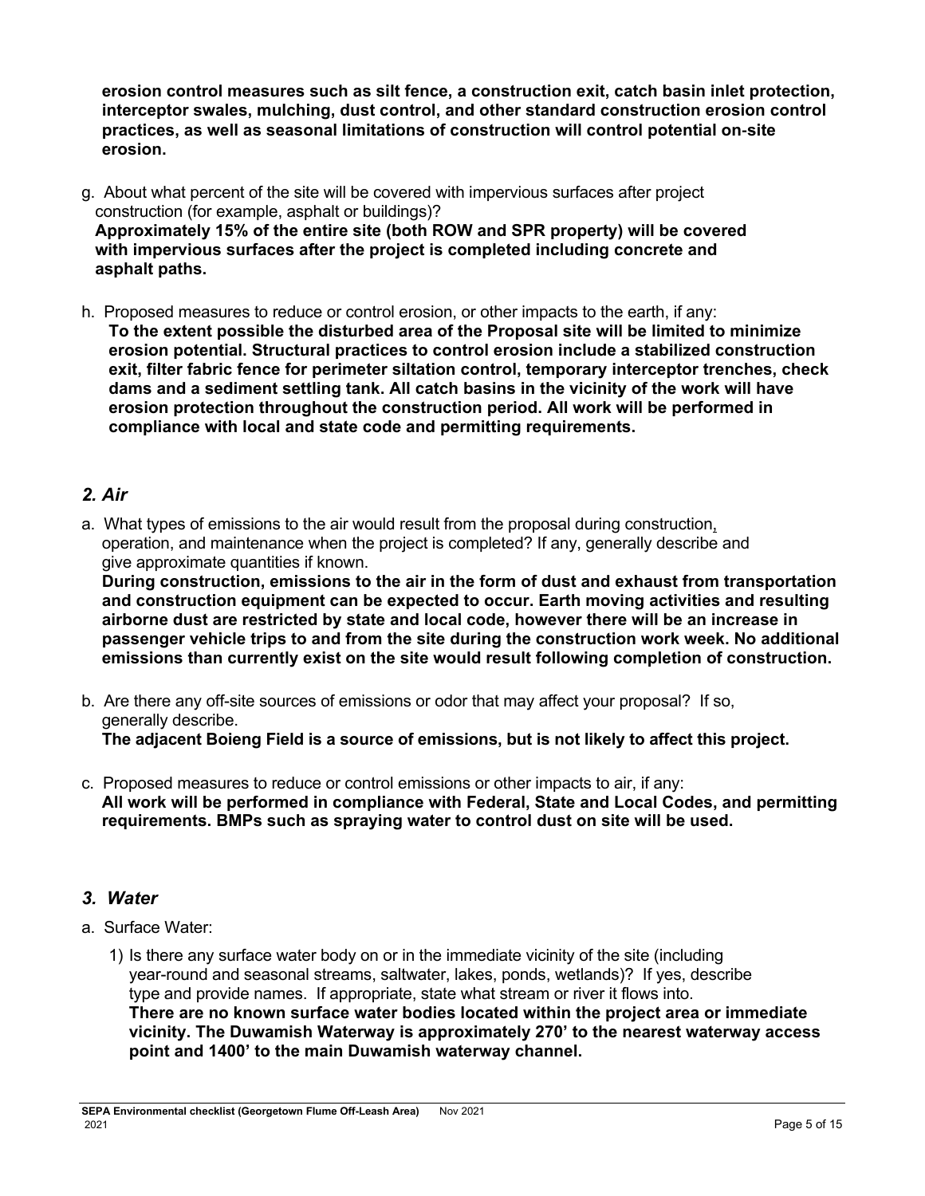**erosion control measures such as silt fence, a construction exit, catch basin inlet protection, interceptor swales, mulching, dust control, and other standard construction erosion control practices, as well as seasonal limitations of construction will control potential on-site erosion.**

g. About what percent of the site will be covered with impervious surfaces after project construction (for example, asphalt or buildings)?
**Approximately 15% of the entire site (both ROW and SPR property) will be covered with impervious surfaces after the project is completed including concrete and asphalt paths.**

h. Proposed measures to reduce or control erosion, or other impacts to the earth, if any:
**To the extent possible the disturbed area of the Proposal site will be limited to minimize erosion potential. Structural practices to control erosion include a stabilized construction exit, filter fabric fence for perimeter siltation control, temporary interceptor trenches, check dams and a sediment settling tank. All catch basins in the vicinity of the work will have erosion protection throughout the construction period. All work will be performed in compliance with local and state code and permitting requirements.**

## *2. Air*

a. What types of emissions to the air would result from the proposal during construction, operation, and maintenance when the project is completed? If any, generally describe and give approximate quantities if known.
**During construction, emissions to the air in the form of dust and exhaust from transportation and construction equipment can be expected to occur. Earth moving activities and resulting airborne dust are restricted by state and local code, however there will be an increase in passenger vehicle trips to and from the site during the construction work week. No additional emissions than currently exist on the site would result following completion of construction.**

b. Are there any off-site sources of emissions or odor that may affect your proposal? If so, generally describe.
**The adjacent Boieng Field is a source of emissions, but is not likely to affect this project.**

c. Proposed measures to reduce or control emissions or other impacts to air, if any:
**All work will be performed in compliance with Federal, State and Local Codes, and permitting requirements. BMPs such as spraying water to control dust on site will be used.**

## *3. Water*

a. Surface Water:

1) Is there any surface water body on or in the immediate vicinity of the site (including year-round and seasonal streams, saltwater, lakes, ponds, wetlands)? If yes, describe type and provide names. If appropriate, state what stream or river it flows into.
**There are no known surface water bodies located within the project area or immediate vicinity. The Duwamish Waterway is approximately 270' to the nearest waterway access point and 1400' to the main Duwamish waterway channel.**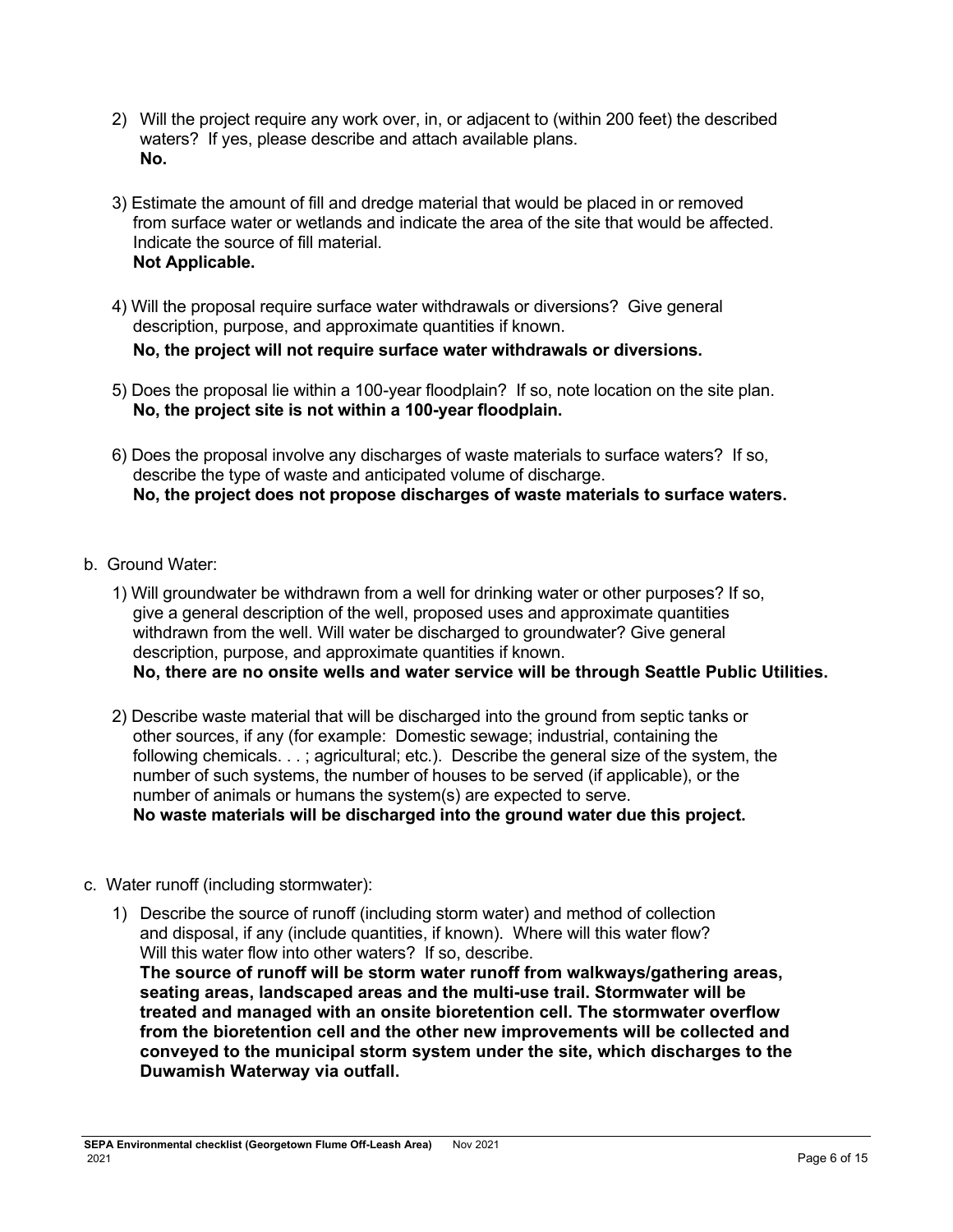2) Will the project require any work over, in, or adjacent to (within 200 feet) the described waters? If yes, please describe and attach available plans.
   **No.**

3) Estimate the amount of fill and dredge material that would be placed in or removed from surface water or wetlands and indicate the area of the site that would be affected. Indicate the source of fill material.
   **Not Applicable.**

4) Will the proposal require surface water withdrawals or diversions? Give general description, purpose, and approximate quantities if known.
   **No, the project will not require surface water withdrawals or diversions.**

5) Does the proposal lie within a 100-year floodplain? If so, note location on the site plan.
   **No, the project site is not within a 100-year floodplain.**

6) Does the proposal involve any discharges of waste materials to surface waters? If so, describe the type of waste and anticipated volume of discharge.
   **No, the project does not propose discharges of waste materials to surface waters.**

b. Ground Water:

1) Will groundwater be withdrawn from a well for drinking water or other purposes? If so, give a general description of the well, proposed uses and approximate quantities withdrawn from the well. Will water be discharged to groundwater? Give general description, purpose, and approximate quantities if known.
   **No, there are no onsite wells and water service will be through Seattle Public Utilities.**

2) Describe waste material that will be discharged into the ground from septic tanks or other sources, if any (for example: Domestic sewage; industrial, containing the following chemicals. . . ; agricultural; etc.). Describe the general size of the system, the number of such systems, the number of houses to be served (if applicable), or the number of animals or humans the system(s) are expected to serve.
   **No waste materials will be discharged into the ground water due this project.**

c. Water runoff (including stormwater):

1) Describe the source of runoff (including storm water) and method of collection and disposal, if any (include quantities, if known). Where will this water flow? Will this water flow into other waters? If so, describe.
   **The source of runoff will be storm water runoff from walkways/gathering areas, seating areas, landscaped areas and the multi-use trail. Stormwater will be treated and managed with an onsite bioretention cell. The stormwater overflow from the bioretention cell and the other new improvements will be collected and conveyed to the municipal storm system under the site, which discharges to the Duwamish Waterway via outfall.**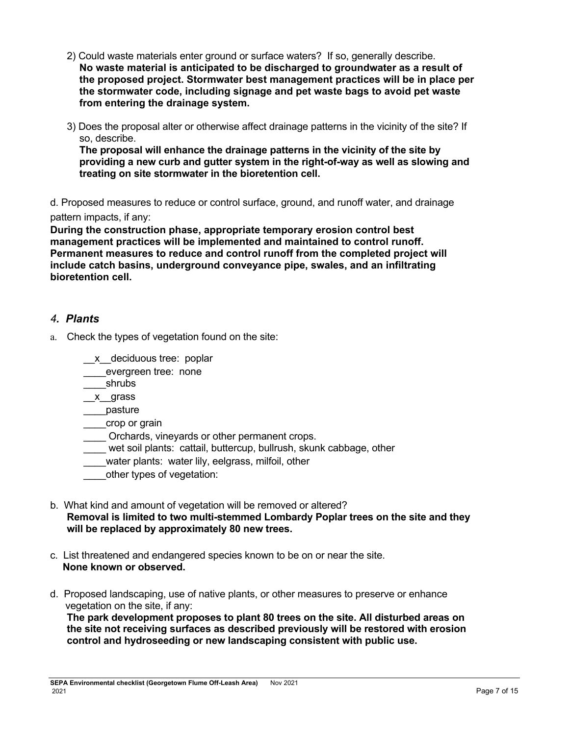2) Could waste materials enter ground or surface waters? If so, generally describe.
**No waste material is anticipated to be discharged to groundwater as a result of the proposed project. Stormwater best management practices will be in place per the stormwater code, including signage and pet waste bags to avoid pet waste from entering the drainage system.**

3) Does the proposal alter or otherwise affect drainage patterns in the vicinity of the site? If so, describe.
**The proposal will enhance the drainage patterns in the vicinity of the site by providing a new curb and gutter system in the right-of-way as well as slowing and treating on site stormwater in the bioretention cell.**

d. Proposed measures to reduce or control surface, ground, and runoff water, and drainage pattern impacts, if any:
**During the construction phase, appropriate temporary erosion control best management practices will be implemented and maintained to control runoff. Permanent measures to reduce and control runoff from the completed project will include catch basins, underground conveyance pipe, swales, and an infiltrating bioretention cell.**

## *4. Plants*

a. Check the types of vegetation found on the site:

- __x__deciduous tree: poplar
- ____evergreen tree: none
- ____shrubs
- __x__grass
- ____pasture
- ____crop or grain
- ____ Orchards, vineyards or other permanent crops.
- ____ wet soil plants: cattail, buttercup, bullrush, skunk cabbage, other
- ____water plants: water lily, eelgrass, milfoil, other
- ____other types of vegetation:

b. What kind and amount of vegetation will be removed or altered?
**Removal is limited to two multi-stemmed Lombardy Poplar trees on the site and they will be replaced by approximately 80 new trees.**

c. List threatened and endangered species known to be on or near the site.
**None known or observed.**

d. Proposed landscaping, use of native plants, or other measures to preserve or enhance vegetation on the site, if any:
**The park development proposes to plant 80 trees on the site. All disturbed areas on the site not receiving surfaces as described previously will be restored with erosion control and hydroseeding or new landscaping consistent with public use.**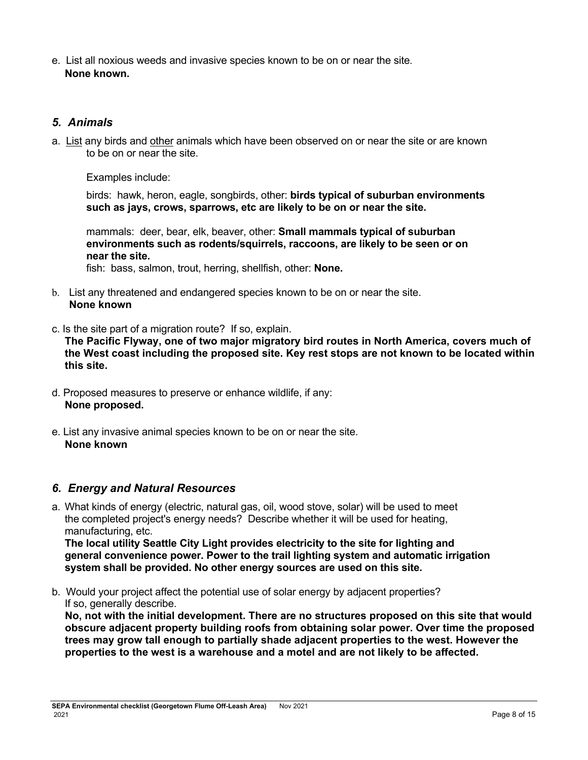e. List all noxious weeds and invasive species known to be on or near the site.
**None known.**

## *5. Animals*

a. List any birds and other animals which have been observed on or near the site or are known to be on or near the site.

Examples include:

birds: hawk, heron, eagle, songbirds, other: **birds typical of suburban environments such as jays, crows, sparrows, etc are likely to be on or near the site.**

mammals: deer, bear, elk, beaver, other: **Small mammals typical of suburban environments such as rodents/squirrels, raccoons, are likely to be seen or on near the site.**

fish: bass, salmon, trout, herring, shellfish, other: **None.**

b. List any threatened and endangered species known to be on or near the site.
**None known**

c. Is the site part of a migration route? If so, explain.
**The Pacific Flyway, one of two major migratory bird routes in North America, covers much of the West coast including the proposed site. Key rest stops are not known to be located within this site.**

d. Proposed measures to preserve or enhance wildlife, if any:
**None proposed.**

e. List any invasive animal species known to be on or near the site.
**None known**

## *6. Energy and Natural Resources*

a. What kinds of energy (electric, natural gas, oil, wood stove, solar) will be used to meet the completed project's energy needs? Describe whether it will be used for heating, manufacturing, etc.
**The local utility Seattle City Light provides electricity to the site for lighting and general convenience power. Power to the trail lighting system and automatic irrigation system shall be provided. No other energy sources are used on this site.**

b. Would your project affect the potential use of solar energy by adjacent properties? If so, generally describe.
**No, not with the initial development. There are no structures proposed on this site that would obscure adjacent property building roofs from obtaining solar power. Over time the proposed trees may grow tall enough to partially shade adjacent properties to the west. However the properties to the west is a warehouse and a motel and are not likely to be affected.**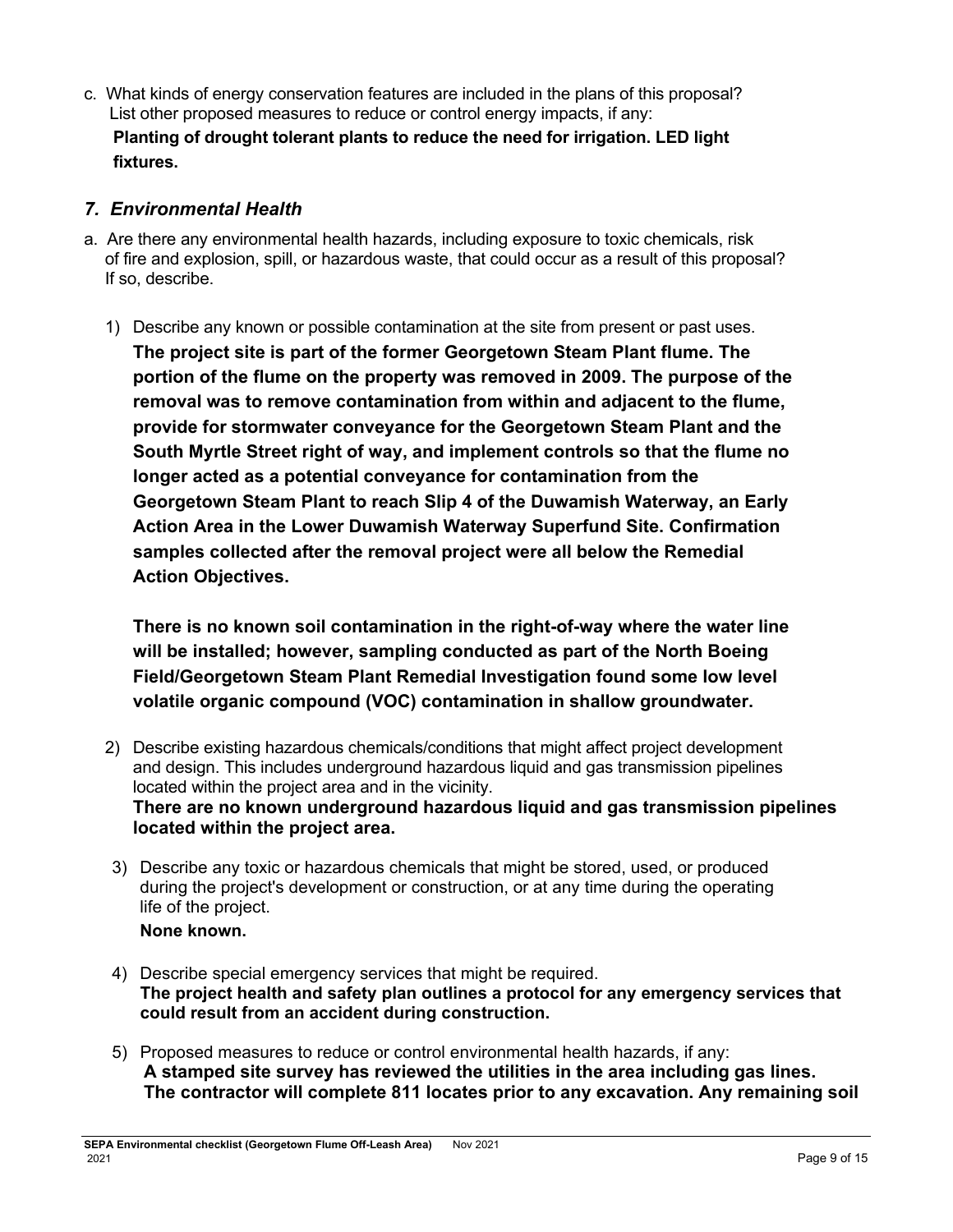c. What kinds of energy conservation features are included in the plans of this proposal? List other proposed measures to reduce or control energy impacts, if any:

**Planting of drought tolerant plants to reduce the need for irrigation. LED light fixtures.**

### *7. Environmental Health*

a. Are there any environmental health hazards, including exposure to toxic chemicals, risk of fire and explosion, spill, or hazardous waste, that could occur as a result of this proposal? If so, describe.

1) Describe any known or possible contamination at the site from present or past uses.

   **The project site is part of the former Georgetown Steam Plant flume. The portion of the flume on the property was removed in 2009. The purpose of the removal was to remove contamination from within and adjacent to the flume, provide for stormwater conveyance for the Georgetown Steam Plant and the South Myrtle Street right of way, and implement controls so that the flume no longer acted as a potential conveyance for contamination from the Georgetown Steam Plant to reach Slip 4 of the Duwamish Waterway, an Early Action Area in the Lower Duwamish Waterway Superfund Site. Confirmation samples collected after the removal project were all below the Remedial Action Objectives.**

   **There is no known soil contamination in the right-of-way where the water line will be installed; however, sampling conducted as part of the North Boeing Field/Georgetown Steam Plant Remedial Investigation found some low level volatile organic compound (VOC) contamination in shallow groundwater.**

2) Describe existing hazardous chemicals/conditions that might affect project development and design. This includes underground hazardous liquid and gas transmission pipelines located within the project area and in the vicinity.

   **There are no known underground hazardous liquid and gas transmission pipelines located within the project area.**

3) Describe any toxic or hazardous chemicals that might be stored, used, or produced during the project's development or construction, or at any time during the operating life of the project.

   **None known.**

4) Describe special emergency services that might be required.

   **The project health and safety plan outlines a protocol for any emergency services that could result from an accident during construction.**

5) Proposed measures to reduce or control environmental health hazards, if any:

   **A stamped site survey has reviewed the utilities in the area including gas lines. The contractor will complete 811 locates prior to any excavation. Any remaining soil**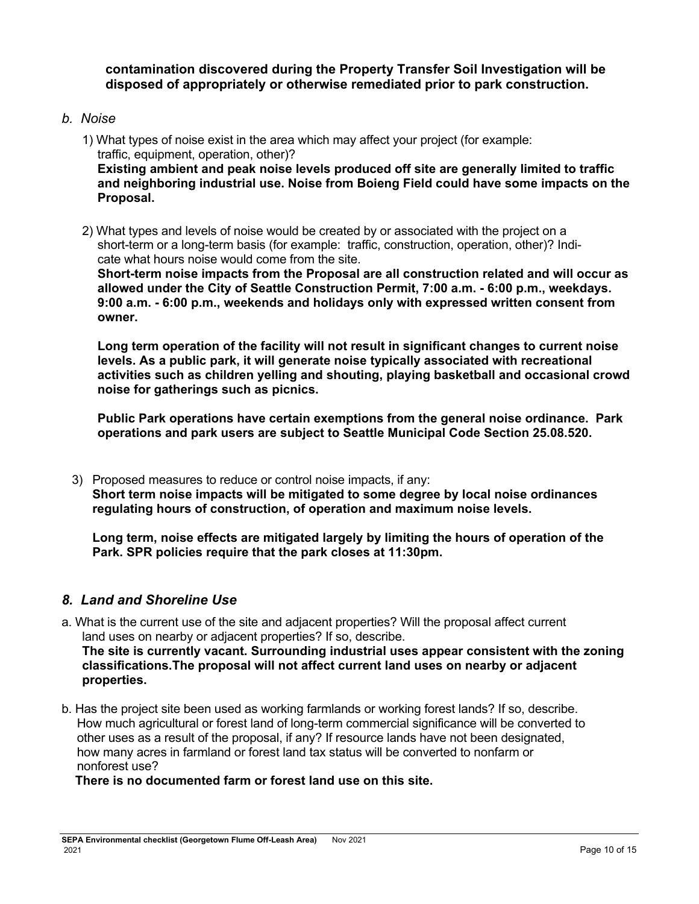**contamination discovered during the Property Transfer Soil Investigation will be disposed of appropriately or otherwise remediated prior to park construction.**

*b. Noise*

1) What types of noise exist in the area which may affect your project (for example: traffic, equipment, operation, other)?
**Existing ambient and peak noise levels produced off site are generally limited to traffic and neighboring industrial use. Noise from Boieng Field could have some impacts on the Proposal.**

2) What types and levels of noise would be created by or associated with the project on a short-term or a long-term basis (for example: traffic, construction, operation, other)? Indicate what hours noise would come from the site.
**Short-term noise impacts from the Proposal are all construction related and will occur as allowed under the City of Seattle Construction Permit, 7:00 a.m. - 6:00 p.m., weekdays. 9:00 a.m. - 6:00 p.m., weekends and holidays only with expressed written consent from owner.**

**Long term operation of the facility will not result in significant changes to current noise levels. As a public park, it will generate noise typically associated with recreational activities such as children yelling and shouting, playing basketball and occasional crowd noise for gatherings such as picnics.**

**Public Park operations have certain exemptions from the general noise ordinance. Park operations and park users are subject to Seattle Municipal Code Section 25.08.520.**

3) Proposed measures to reduce or control noise impacts, if any:
**Short term noise impacts will be mitigated to some degree by local noise ordinances regulating hours of construction, of operation and maximum noise levels.**

**Long term, noise effects are mitigated largely by limiting the hours of operation of the Park. SPR policies require that the park closes at 11:30pm.**

## *8. Land and Shoreline Use*

a. What is the current use of the site and adjacent properties? Will the proposal affect current land uses on nearby or adjacent properties? If so, describe.
**The site is currently vacant. Surrounding industrial uses appear consistent with the zoning classifications.The proposal will not affect current land uses on nearby or adjacent properties.**

b. Has the project site been used as working farmlands or working forest lands? If so, describe. How much agricultural or forest land of long-term commercial significance will be converted to other uses as a result of the proposal, if any? If resource lands have not been designated, how many acres in farmland or forest land tax status will be converted to nonfarm or nonforest use?
**There is no documented farm or forest land use on this site.**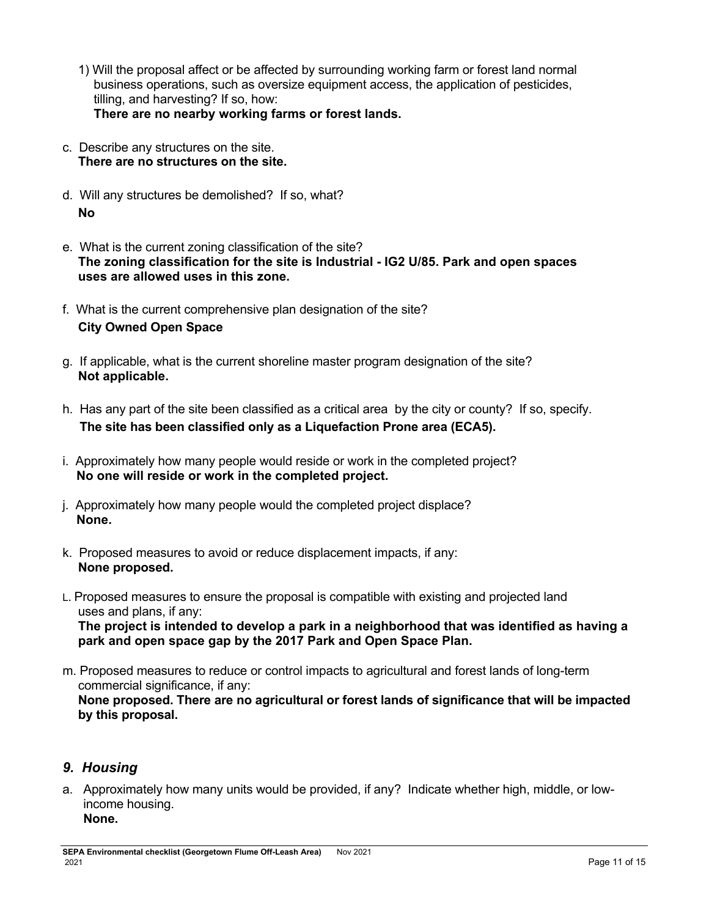1) Will the proposal affect or be affected by surrounding working farm or forest land normal business operations, such as oversize equipment access, the application of pesticides, tilling, and harvesting? If so, how:
   **There are no nearby working farms or forest lands.**

c. Describe any structures on the site.
   **There are no structures on the site.**

d. Will any structures be demolished? If so, what?
   **No**

e. What is the current zoning classification of the site?
   **The zoning classification for the site is Industrial - IG2 U/85. Park and open spaces uses are allowed uses in this zone.**

f. What is the current comprehensive plan designation of the site?
   **City Owned Open Space**

g. If applicable, what is the current shoreline master program designation of the site?
   **Not applicable.**

h. Has any part of the site been classified as a critical area by the city or county? If so, specify.
   **The site has been classified only as a Liquefaction Prone area (ECA5).**

i. Approximately how many people would reside or work in the completed project?
   **No one will reside or work in the completed project.**

j. Approximately how many people would the completed project displace?
   **None.**

k. Proposed measures to avoid or reduce displacement impacts, if any:
   **None proposed.**

L. Proposed measures to ensure the proposal is compatible with existing and projected land uses and plans, if any:
   **The project is intended to develop a park in a neighborhood that was identified as having a park and open space gap by the 2017 Park and Open Space Plan.**

m. Proposed measures to reduce or control impacts to agricultural and forest lands of long-term commercial significance, if any:
   **None proposed. There are no agricultural or forest lands of significance that will be impacted by this proposal.**

## *9. Housing*

a. Approximately how many units would be provided, if any? Indicate whether high, middle, or low-income housing.
   **None.**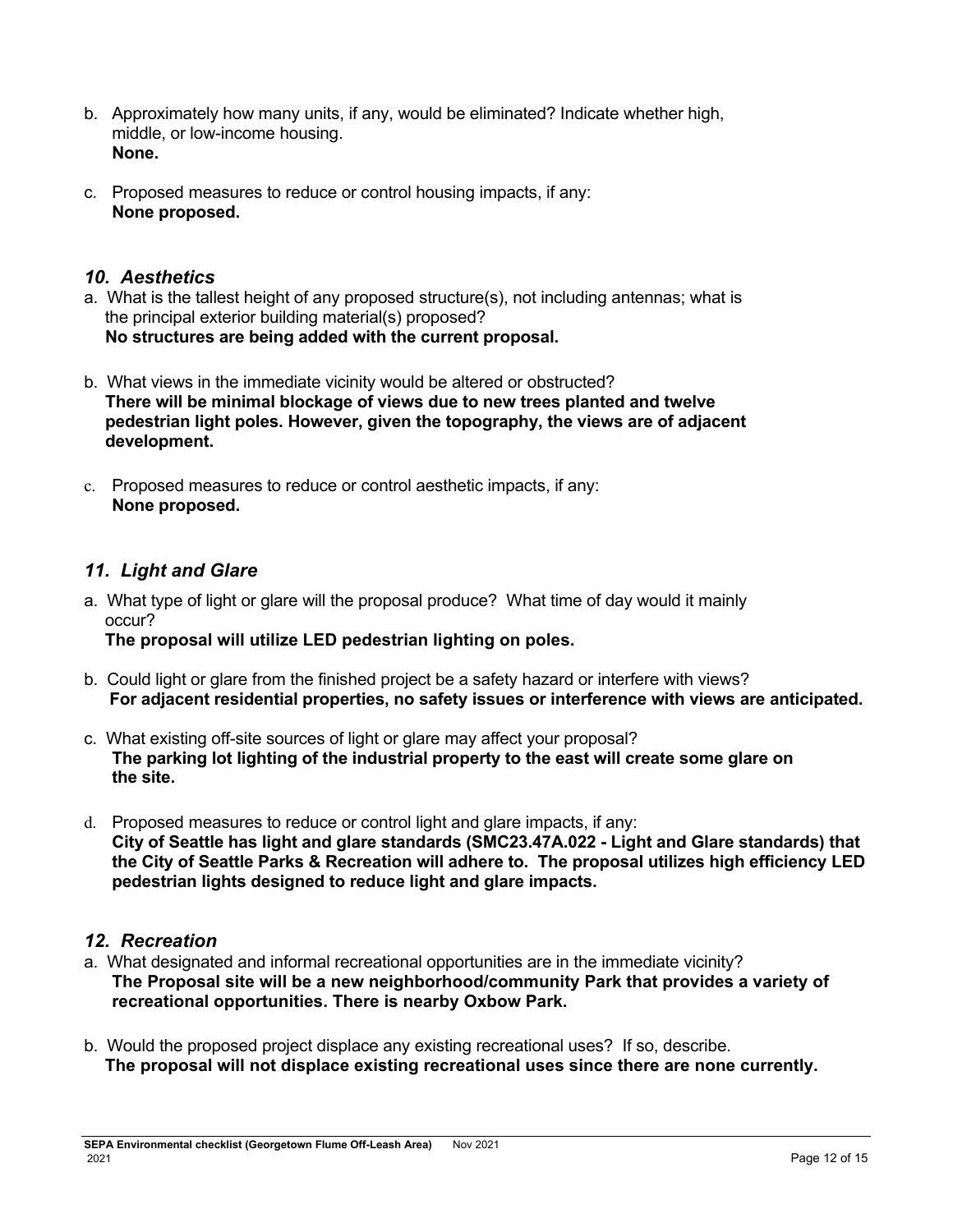b. Approximately how many units, if any, would be eliminated? Indicate whether high, middle, or low-income housing.
**None.**

c. Proposed measures to reduce or control housing impacts, if any:
**None proposed.**

### *10. Aesthetics*

a. What is the tallest height of any proposed structure(s), not including antennas; what is the principal exterior building material(s) proposed?
**No structures are being added with the current proposal.**

b. What views in the immediate vicinity would be altered or obstructed?
**There will be minimal blockage of views due to new trees planted and twelve pedestrian light poles. However, given the topography, the views are of adjacent development.**

c. Proposed measures to reduce or control aesthetic impacts, if any:
**None proposed.**

### *11. Light and Glare*

a. What type of light or glare will the proposal produce? What time of day would it mainly occur?
**The proposal will utilize LED pedestrian lighting on poles.**

b. Could light or glare from the finished project be a safety hazard or interfere with views?
**For adjacent residential properties, no safety issues or interference with views are anticipated.**

c. What existing off-site sources of light or glare may affect your proposal?
**The parking lot lighting of the industrial property to the east will create some glare on the site.**

d. Proposed measures to reduce or control light and glare impacts, if any:
**City of Seattle has light and glare standards (SMC23.47A.022 - Light and Glare standards) that the City of Seattle Parks & Recreation will adhere to. The proposal utilizes high efficiency LED pedestrian lights designed to reduce light and glare impacts.**

### *12. Recreation*

a. What designated and informal recreational opportunities are in the immediate vicinity?
**The Proposal site will be a new neighborhood/community Park that provides a variety of recreational opportunities. There is nearby Oxbow Park.**

b. Would the proposed project displace any existing recreational uses? If so, describe.
**The proposal will not displace existing recreational uses since there are none currently.**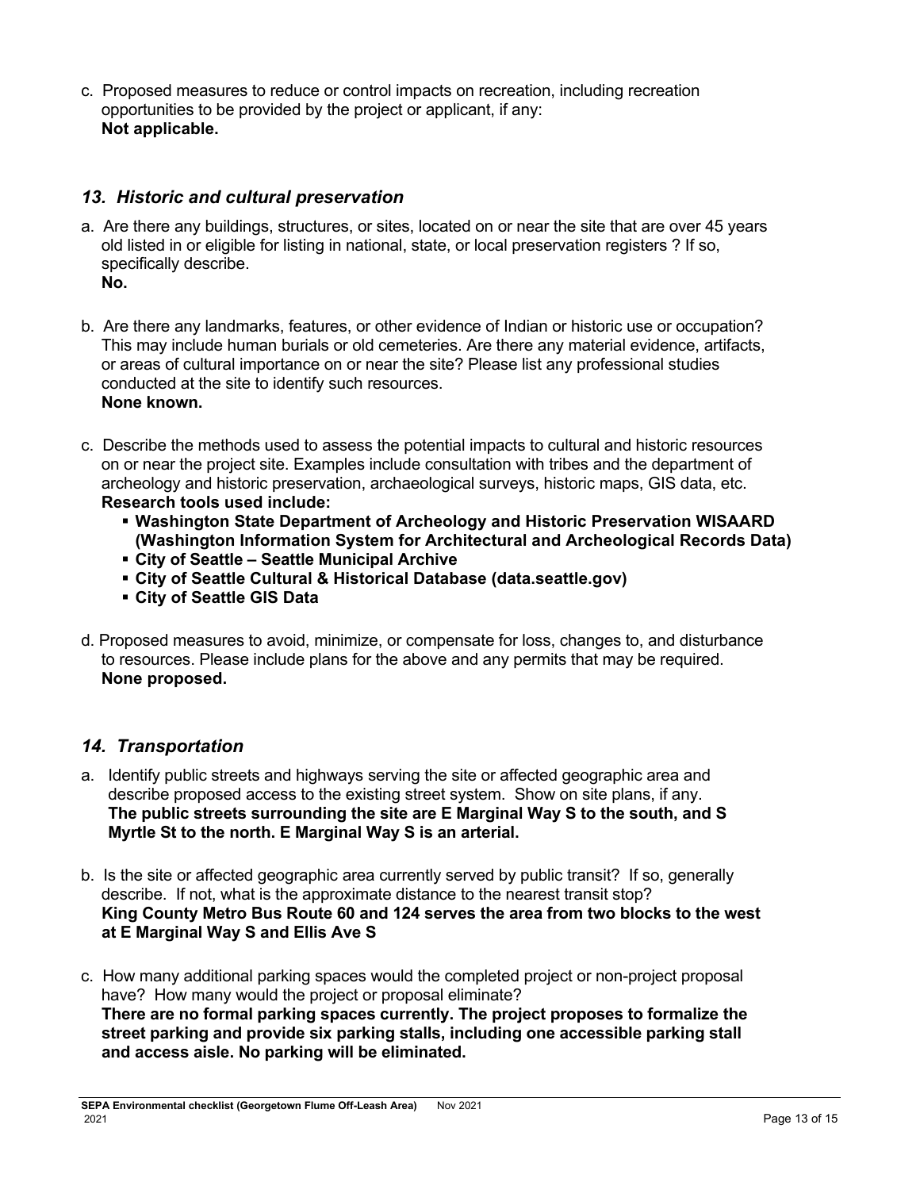c. Proposed measures to reduce or control impacts on recreation, including recreation opportunities to be provided by the project or applicant, if any:
**Not applicable.**

## *13. Historic and cultural preservation*

a. Are there any buildings, structures, or sites, located on or near the site that are over 45 years old listed in or eligible for listing in national, state, or local preservation registers ? If so, specifically describe.
**No.**

b. Are there any landmarks, features, or other evidence of Indian or historic use or occupation? This may include human burials or old cemeteries. Are there any material evidence, artifacts, or areas of cultural importance on or near the site? Please list any professional studies conducted at the site to identify such resources.
**None known.**

c. Describe the methods used to assess the potential impacts to cultural and historic resources on or near the project site. Examples include consultation with tribes and the department of archeology and historic preservation, archaeological surveys, historic maps, GIS data, etc.
**Research tools used include:**

- **Washington State Department of Archeology and Historic Preservation WISAARD (Washington Information System for Architectural and Archeological Records Data)**
- **City of Seattle – Seattle Municipal Archive**
- **City of Seattle Cultural & Historical Database (data.seattle.gov)**
- **City of Seattle GIS Data**

d. Proposed measures to avoid, minimize, or compensate for loss, changes to, and disturbance to resources. Please include plans for the above and any permits that may be required.
**None proposed.**

## *14. Transportation*

a. Identify public streets and highways serving the site or affected geographic area and describe proposed access to the existing street system. Show on site plans, if any.
**The public streets surrounding the site are E Marginal Way S to the south, and S Myrtle St to the north. E Marginal Way S is an arterial.**

b. Is the site or affected geographic area currently served by public transit? If so, generally describe. If not, what is the approximate distance to the nearest transit stop?
**King County Metro Bus Route 60 and 124 serves the area from two blocks to the west at E Marginal Way S and Ellis Ave S**

c. How many additional parking spaces would the completed project or non-project proposal have? How many would the project or proposal eliminate?
**There are no formal parking spaces currently. The project proposes to formalize the street parking and provide six parking stalls, including one accessible parking stall and access aisle. No parking will be eliminated.**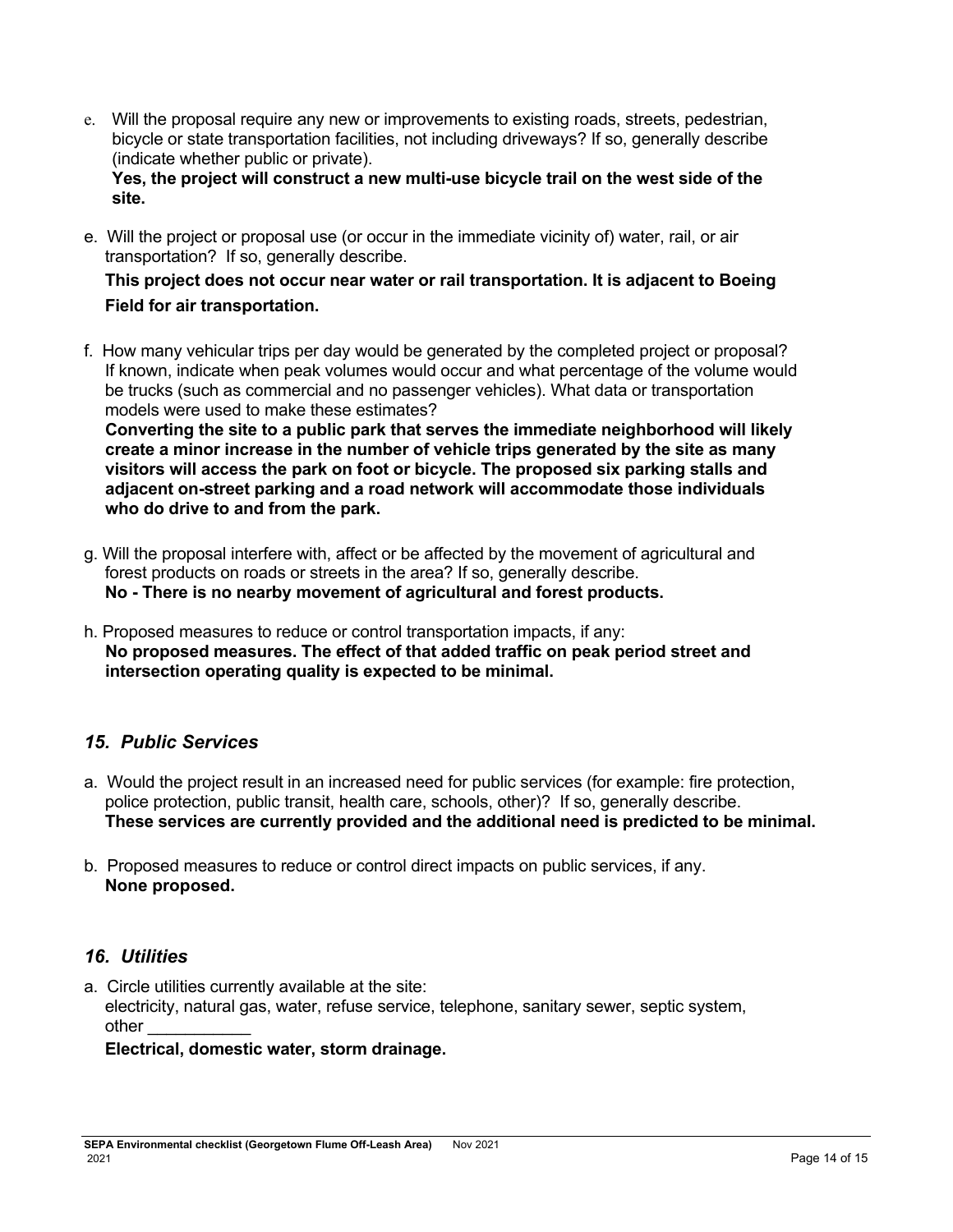e. Will the proposal require any new or improvements to existing roads, streets, pedestrian, bicycle or state transportation facilities, not including driveways? If so, generally describe (indicate whether public or private).
**Yes, the project will construct a new multi-use bicycle trail on the west side of the site.**

e. Will the project or proposal use (or occur in the immediate vicinity of) water, rail, or air transportation? If so, generally describe.
**This project does not occur near water or rail transportation. It is adjacent to Boeing Field for air transportation.**

f. How many vehicular trips per day would be generated by the completed project or proposal? If known, indicate when peak volumes would occur and what percentage of the volume would be trucks (such as commercial and no passenger vehicles). What data or transportation models were used to make these estimates?
**Converting the site to a public park that serves the immediate neighborhood will likely create a minor increase in the number of vehicle trips generated by the site as many visitors will access the park on foot or bicycle. The proposed six parking stalls and adjacent on-street parking and a road network will accommodate those individuals who do drive to and from the park.**

g. Will the proposal interfere with, affect or be affected by the movement of agricultural and forest products on roads or streets in the area? If so, generally describe.
**No - There is no nearby movement of agricultural and forest products.**

h. Proposed measures to reduce or control transportation impacts, if any:
**No proposed measures. The effect of that added traffic on peak period street and intersection operating quality is expected to be minimal.**

## *15. Public Services*

a. Would the project result in an increased need for public services (for example: fire protection, police protection, public transit, health care, schools, other)? If so, generally describe.
**These services are currently provided and the additional need is predicted to be minimal.**

b. Proposed measures to reduce or control direct impacts on public services, if any.
**None proposed.**

## *16. Utilities*

a. Circle utilities currently available at the site:
electricity, natural gas, water, refuse service, telephone, sanitary sewer, septic system, other ___________
**Electrical, domestic water, storm drainage.**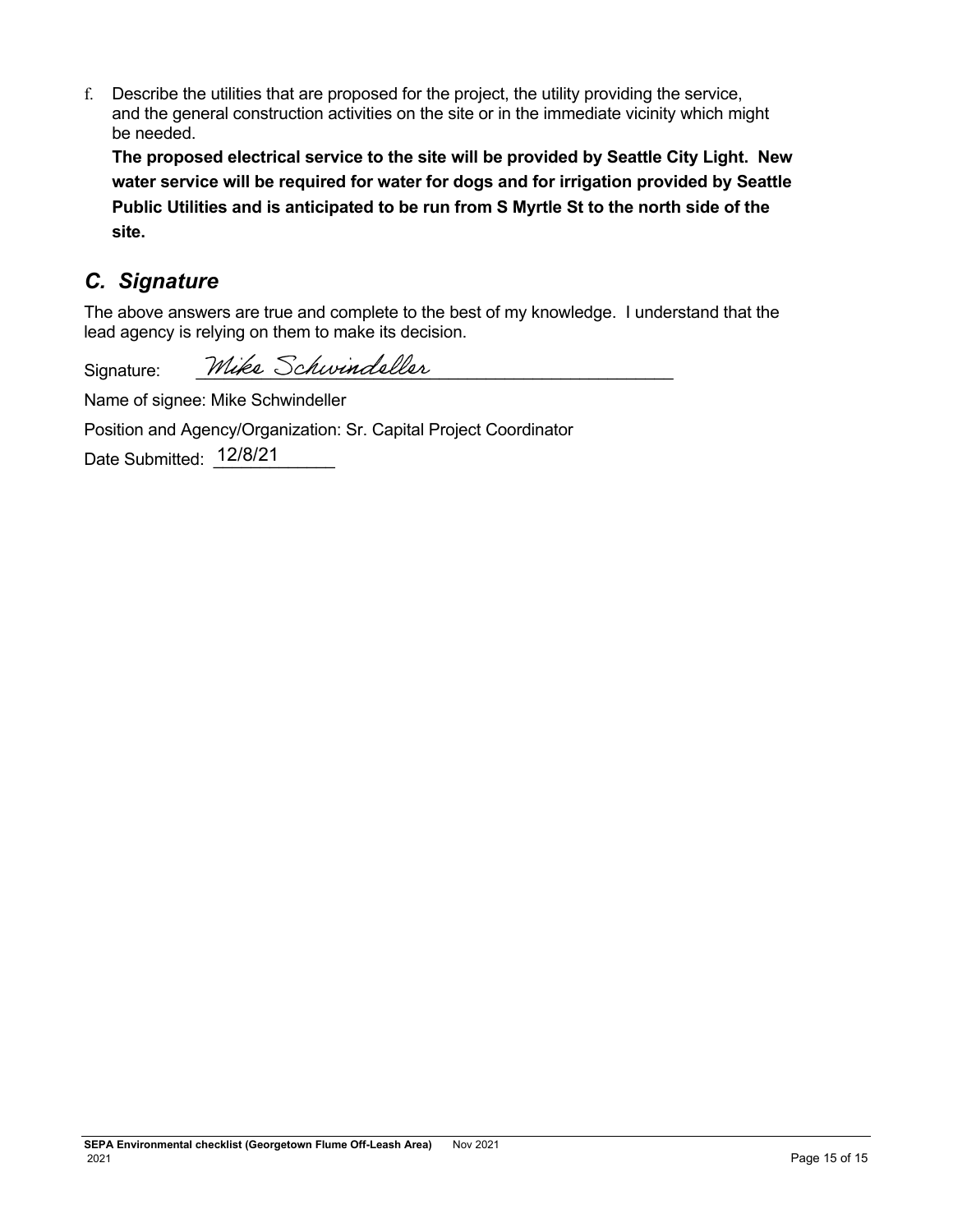f. Describe the utilities that are proposed for the project, the utility providing the service, and the general construction activities on the site or in the immediate vicinity which might be needed.

**The proposed electrical service to the site will be provided by Seattle City Light. New water service will be required for water for dogs and for irrigation provided by Seattle Public Utilities and is anticipated to be run from S Myrtle St to the north side of the site.**

## *C. Signature*

The above answers are true and complete to the best of my knowledge. I understand that the lead agency is relying on them to make its decision.

Signature: *Mike Schwindeller*

Name of signee: Mike Schwindeller

Position and Agency/Organization: Sr. Capital Project Coordinator

Date Submitted: 12/8/21